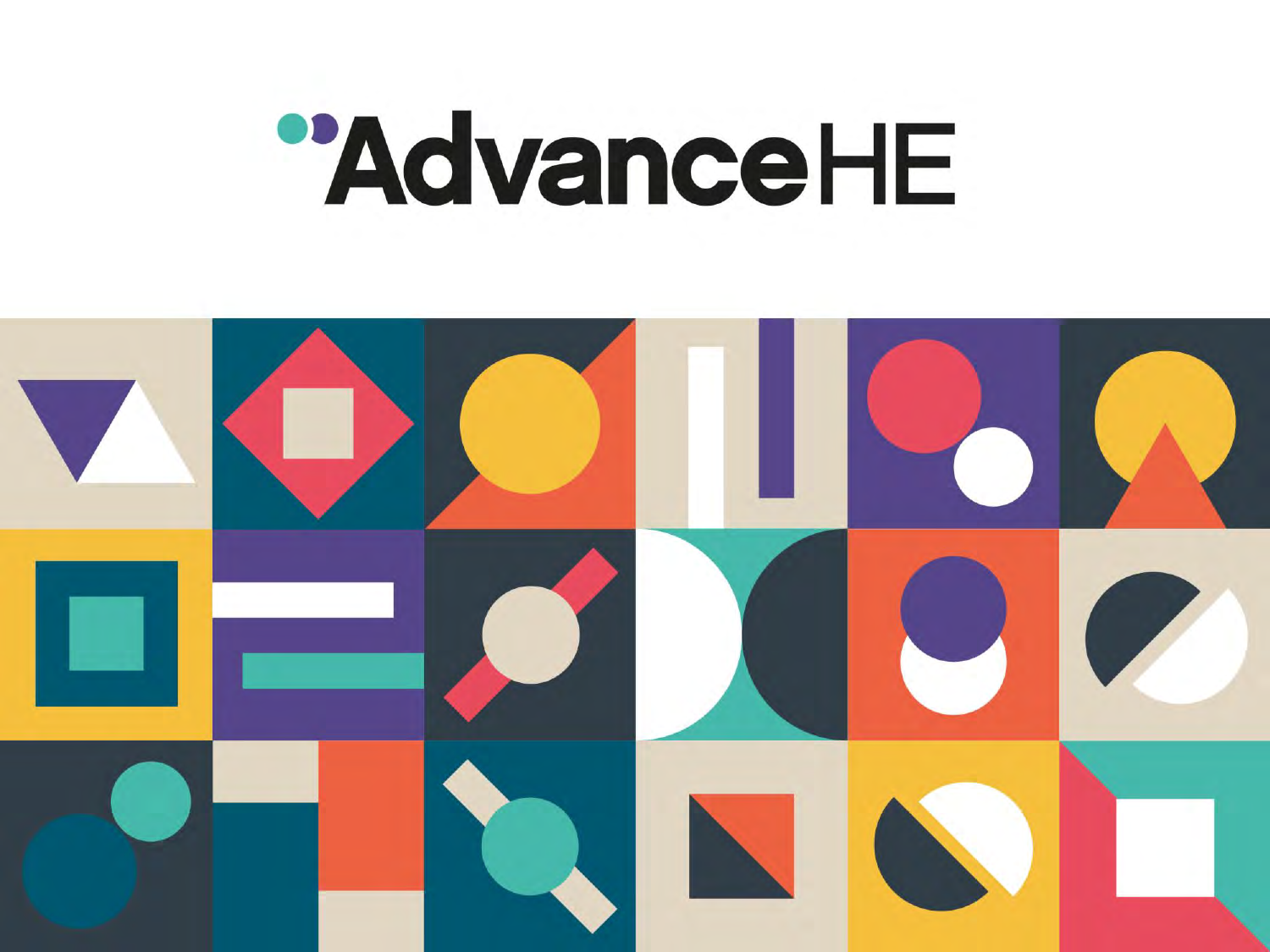# AdvanceHE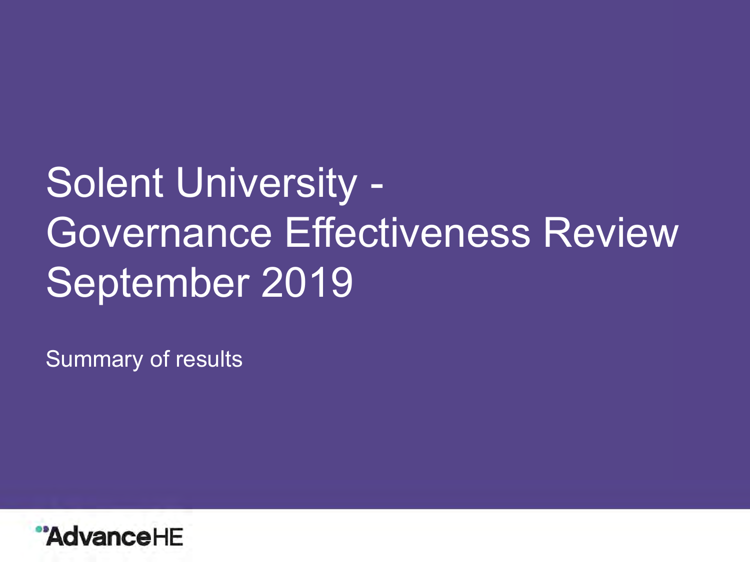# Solent University - Governance Effectiveness Review September 2019

Summary of results

AdvanceHE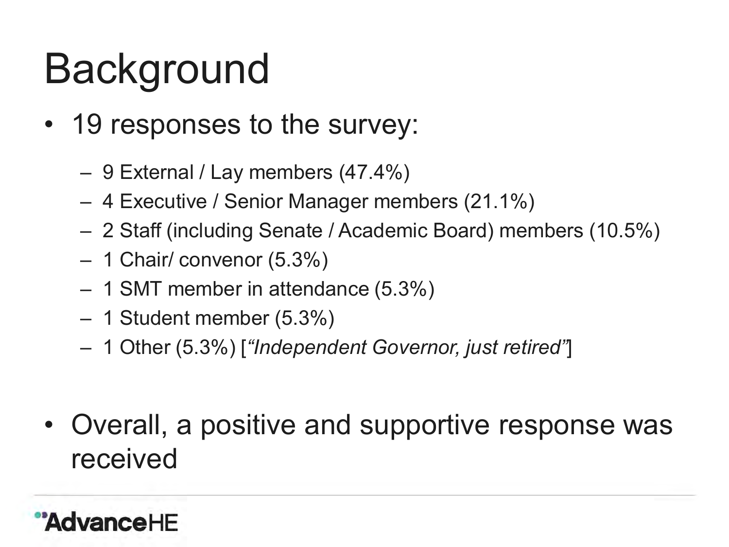# Background

- 19 responses to the survey:
  - 9 External / Lay members (47.4%)
  - 4 Executive / Senior Manager members (21.1%)
  - 2 Staff (including Senate / Academic Board) members (10.5%)
  - 1 Chair/ convenor (5.3%)
  - 1 SMT member in attendance (5.3%)
  - 1 Student member (5.3%)
  - 1 Other (5.3%) [*"Independent Governor, just retired"*]

- Overall, a positive and supportive response was received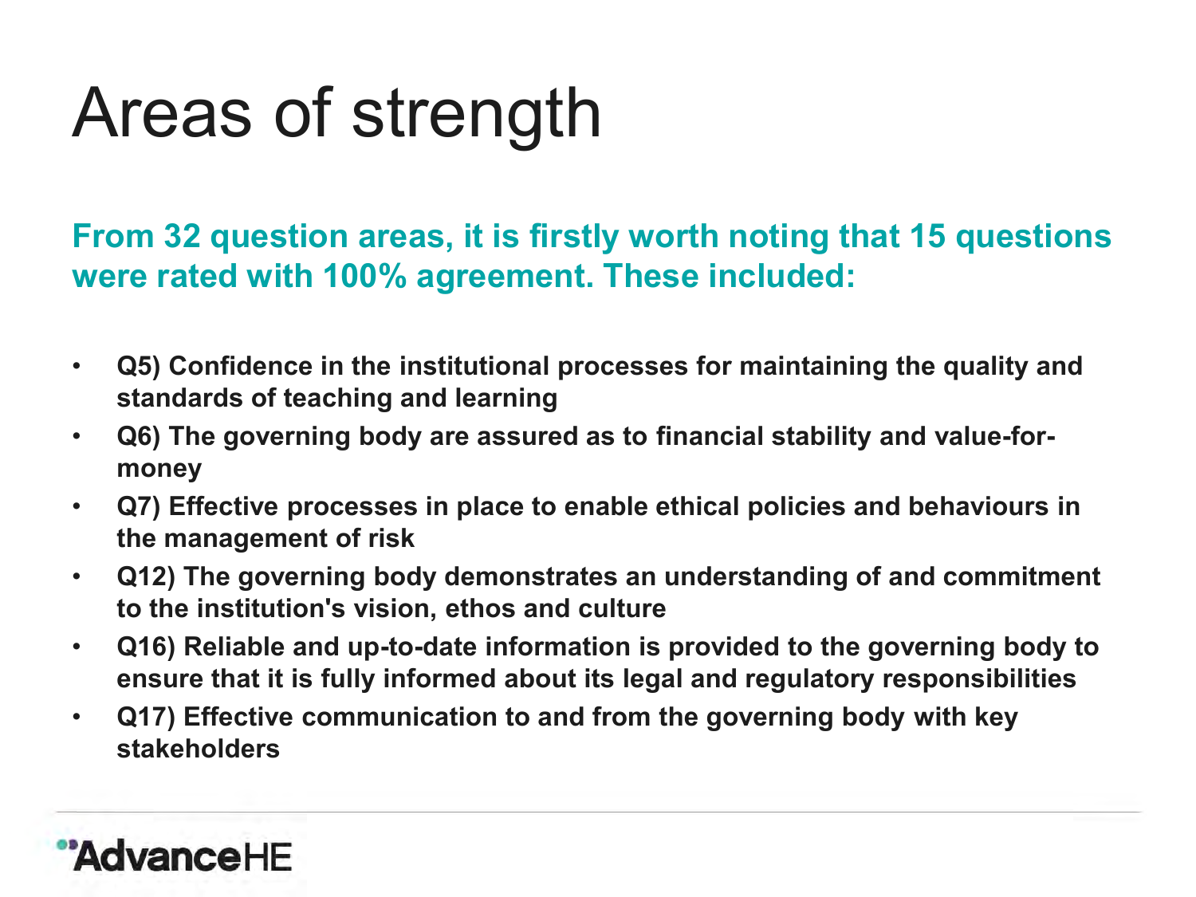# Areas of strength

**From 32 question areas, it is firstly worth noting that 15 questions were rated with 100% agreement. These included:**

- **Q5) Confidence in the institutional processes for maintaining the quality and standards of teaching and learning**
- **Q6) The governing body are assured as to financial stability and value-for-money**
- **Q7) Effective processes in place to enable ethical policies and behaviours in the management of risk**
- **Q12) The governing body demonstrates an understanding of and commitment to the institution's vision, ethos and culture**
- **Q16) Reliable and up-to-date information is provided to the governing body to ensure that it is fully informed about its legal and regulatory responsibilities**
- **Q17) Effective communication to and from the governing body with key stakeholders**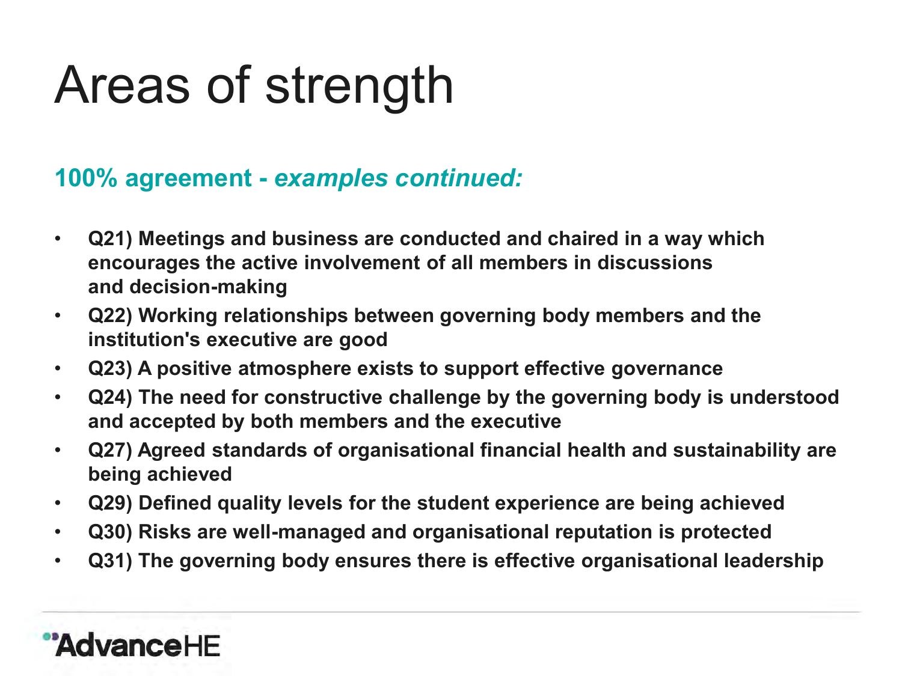# Areas of strength

## 100% agreement - *examples continued:*

- **Q21) Meetings and business are conducted and chaired in a way which encourages the active involvement of all members in discussions and decision-making**
- **Q22) Working relationships between governing body members and the institution's executive are good**
- **Q23) A positive atmosphere exists to support effective governance**
- **Q24) The need for constructive challenge by the governing body is understood and accepted by both members and the executive**
- **Q27) Agreed standards of organisational financial health and sustainability are being achieved**
- **Q29) Defined quality levels for the student experience are being achieved**
- **Q30) Risks are well-managed and organisational reputation is protected**
- **Q31) The governing body ensures there is effective organisational leadership**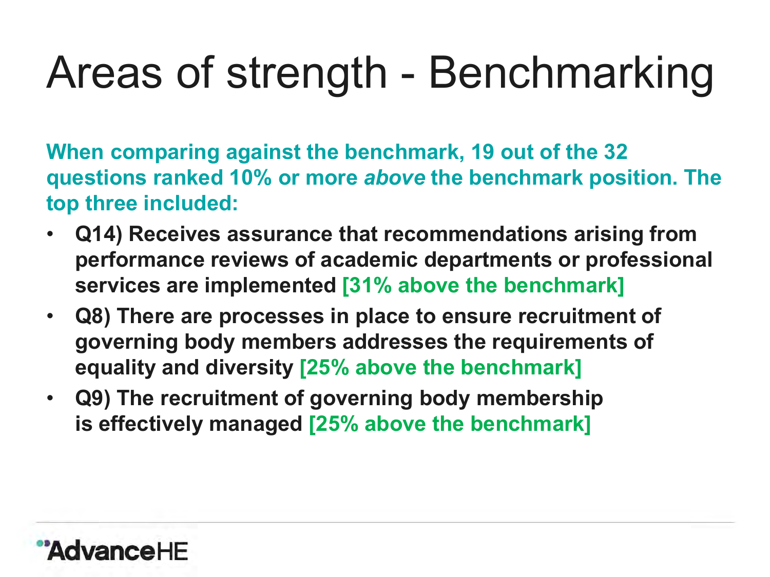# Areas of strength - Benchmarking

**When comparing against the benchmark, 19 out of the 32 questions ranked 10% or more *above* the benchmark position. The top three included:**

- **Q14) Receives assurance that recommendations arising from performance reviews of academic departments or professional services are implemented [31% above the benchmark]**
- **Q8) There are processes in place to ensure recruitment of governing body members addresses the requirements of equality and diversity [25% above the benchmark]**
- **Q9) The recruitment of governing body membership is effectively managed [25% above the benchmark]**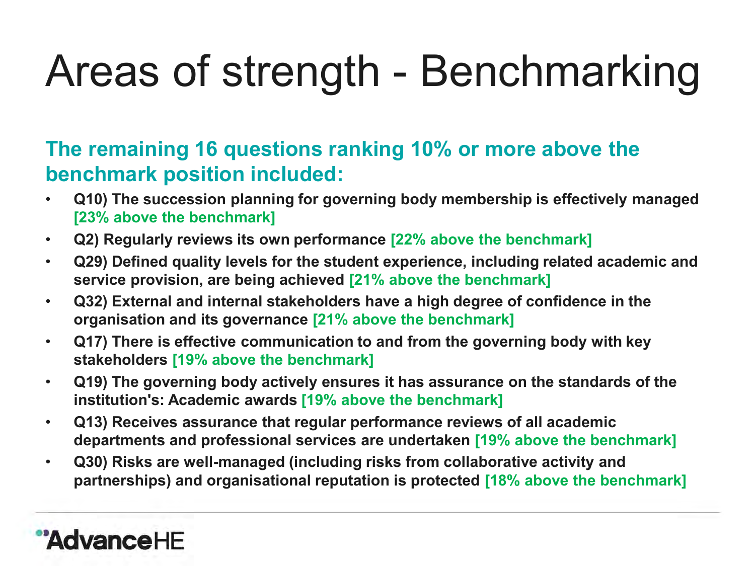# Areas of strength - Benchmarking

## The remaining 16 questions ranking 10% or more above the benchmark position included:

- **Q10) The succession planning for governing body membership is effectively managed [23% above the benchmark]**
- **Q2) Regularly reviews its own performance [22% above the benchmark]**
- **Q29) Defined quality levels for the student experience, including related academic and service provision, are being achieved [21% above the benchmark]**
- **Q32) External and internal stakeholders have a high degree of confidence in the organisation and its governance [21% above the benchmark]**
- **Q17) There is effective communication to and from the governing body with key stakeholders [19% above the benchmark]**
- **Q19) The governing body actively ensures it has assurance on the standards of the institution's: Academic awards [19% above the benchmark]**
- **Q13) Receives assurance that regular performance reviews of all academic departments and professional services are undertaken [19% above the benchmark]**
- **Q30) Risks are well-managed (including risks from collaborative activity and partnerships) and organisational reputation is protected [18% above the benchmark]**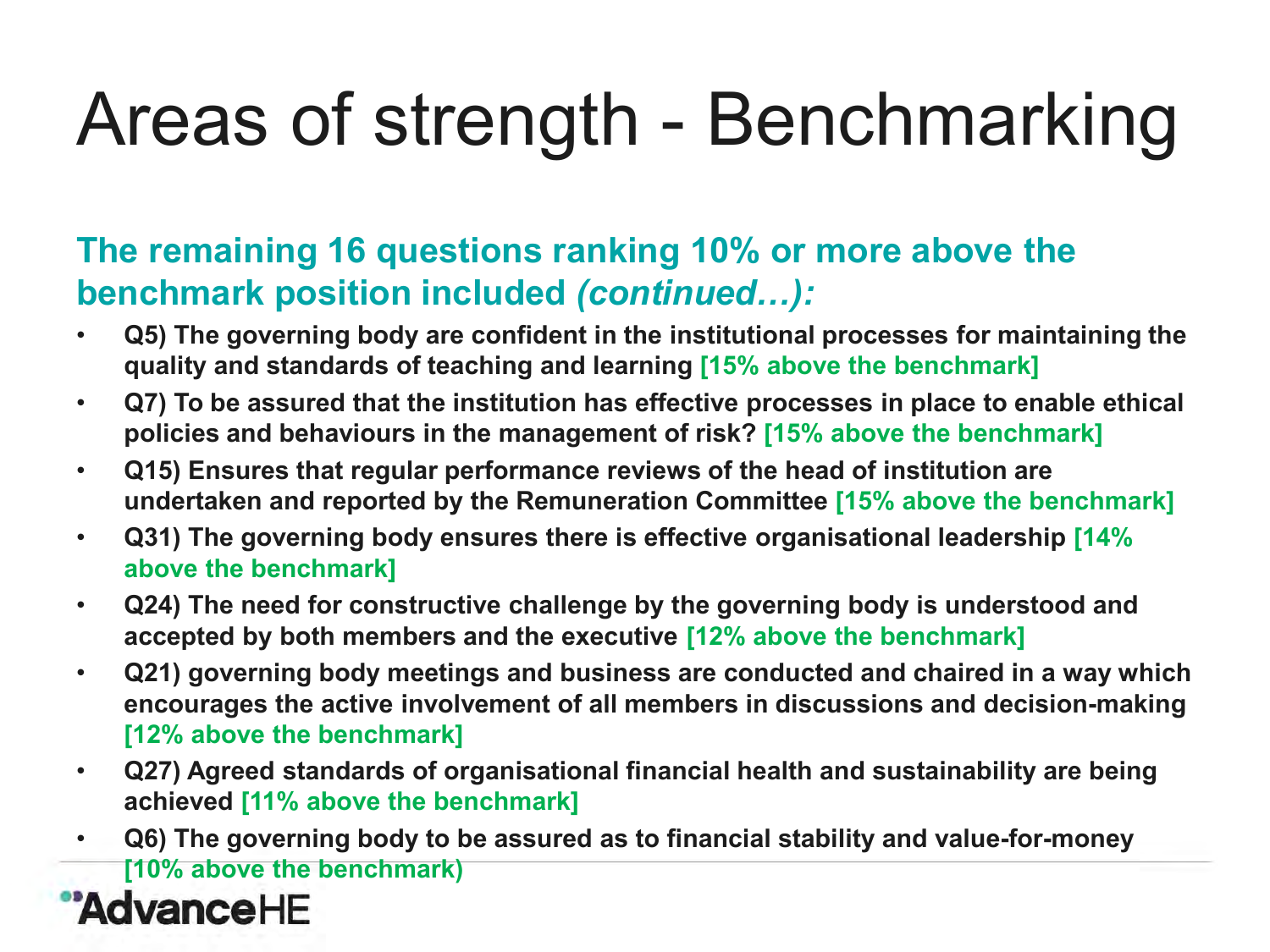# Areas of strength - Benchmarking

## The remaining 16 questions ranking 10% or more above the benchmark position included *(continued…)*:

- **Q5) The governing body are confident in the institutional processes for maintaining the quality and standards of teaching and learning [15% above the benchmark]**
- **Q7) To be assured that the institution has effective processes in place to enable ethical policies and behaviours in the management of risk? [15% above the benchmark]**
- **Q15) Ensures that regular performance reviews of the head of institution are undertaken and reported by the Remuneration Committee [15% above the benchmark]**
- **Q31) The governing body ensures there is effective organisational leadership [14% above the benchmark]**
- **Q24) The need for constructive challenge by the governing body is understood and accepted by both members and the executive [12% above the benchmark]**
- **Q21) governing body meetings and business are conducted and chaired in a way which encourages the active involvement of all members in discussions and decision-making [12% above the benchmark]**
- **Q27) Agreed standards of organisational financial health and sustainability are being achieved [11% above the benchmark]**
- **Q6) The governing body to be assured as to financial stability and value-for-money [10% above the benchmark)**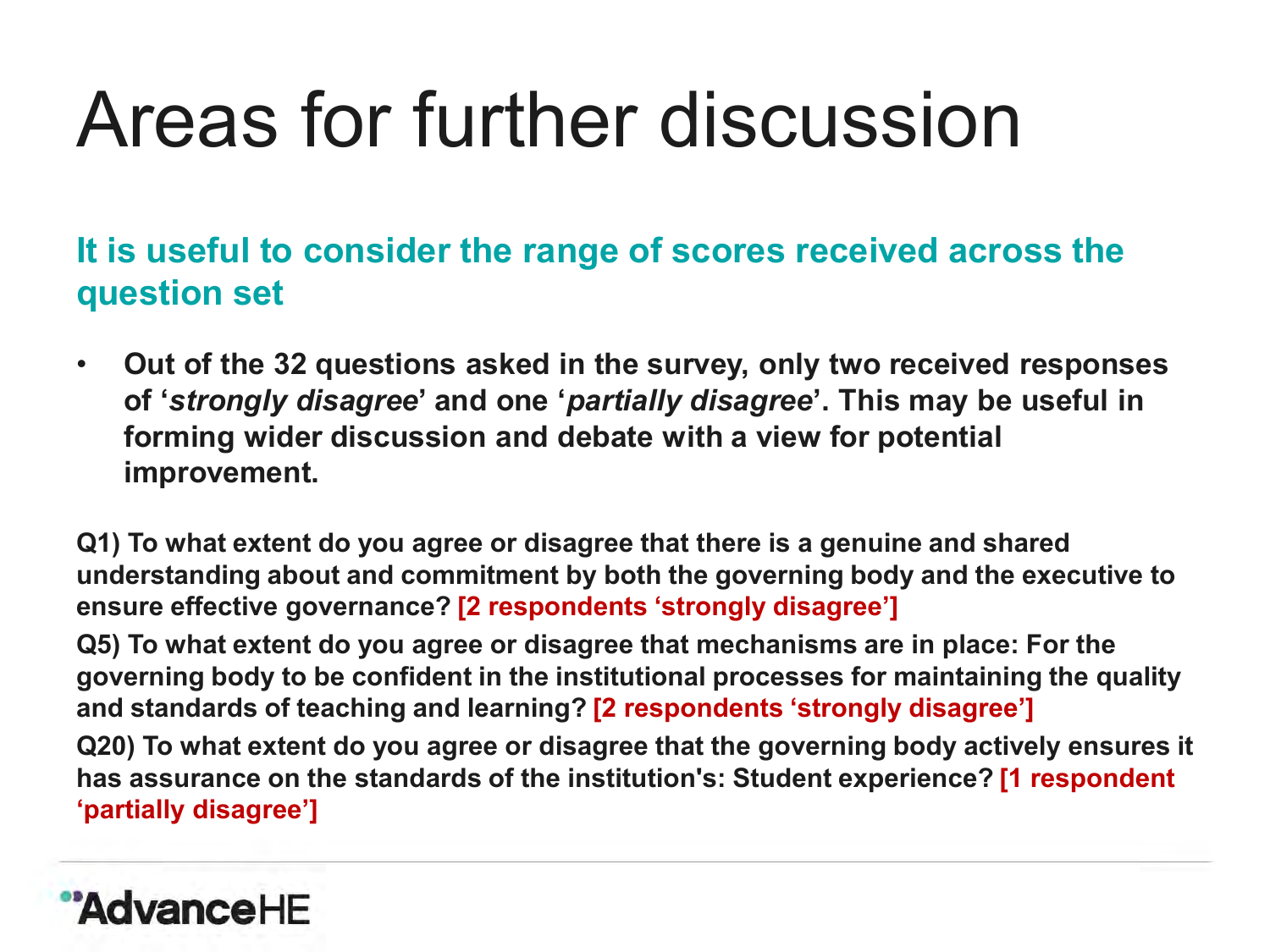# Areas for further discussion

## It is useful to consider the range of scores received across the question set

- **Out of the 32 questions asked in the survey, only two received responses of '*strongly disagree*' and one '*partially disagree*'. This may be useful in forming wider discussion and debate with a view for potential improvement.**

**Q1) To what extent do you agree or disagree that there is a genuine and shared understanding about and commitment by both the governing body and the executive to ensure effective governance? [2 respondents 'strongly disagree']**

**Q5) To what extent do you agree or disagree that mechanisms are in place: For the governing body to be confident in the institutional processes for maintaining the quality and standards of teaching and learning? [2 respondents 'strongly disagree']**

**Q20) To what extent do you agree or disagree that the governing body actively ensures it has assurance on the standards of the institution's: Student experience? [1 respondent 'partially disagree']**

AdvanceHE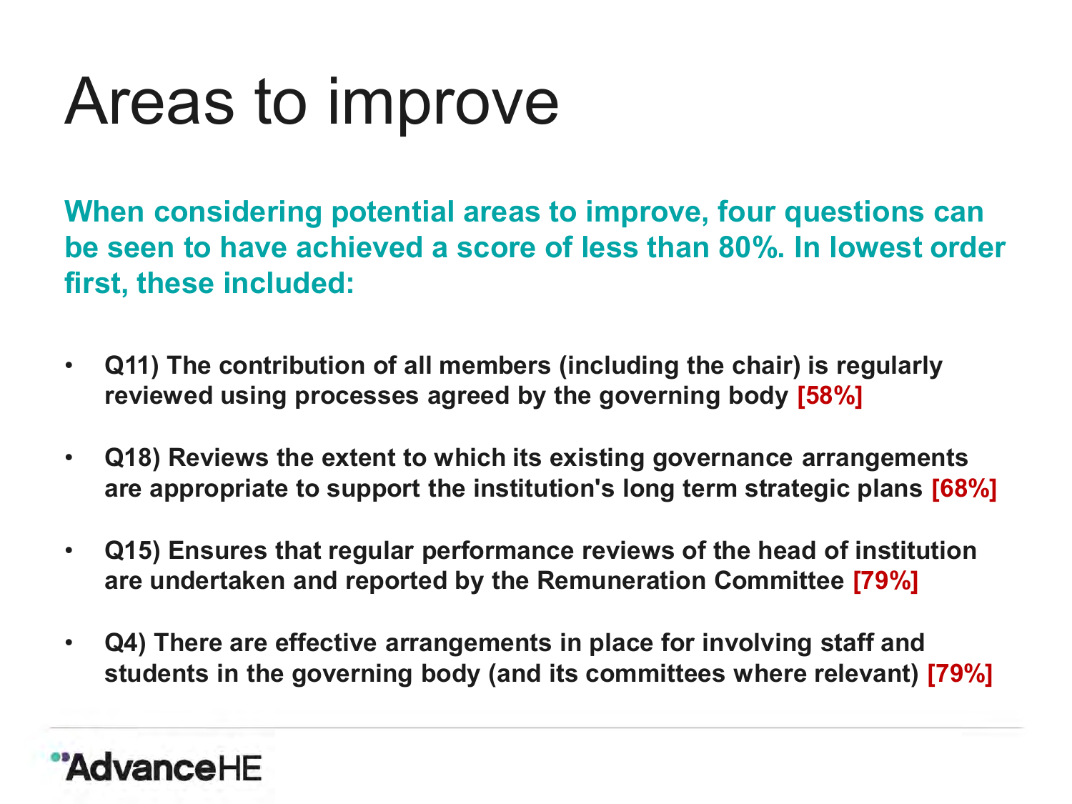# Areas to improve

**When considering potential areas to improve, four questions can be seen to have achieved a score of less than 80%. In lowest order first, these included:**

- **Q11) The contribution of all members (including the chair) is regularly reviewed using processes agreed by the governing body [58%]**
- **Q18) Reviews the extent to which its existing governance arrangements are appropriate to support the institution's long term strategic plans [68%]**
- **Q15) Ensures that regular performance reviews of the head of institution are undertaken and reported by the Remuneration Committee [79%]**
- **Q4) There are effective arrangements in place for involving staff and students in the governing body (and its committees where relevant) [79%]**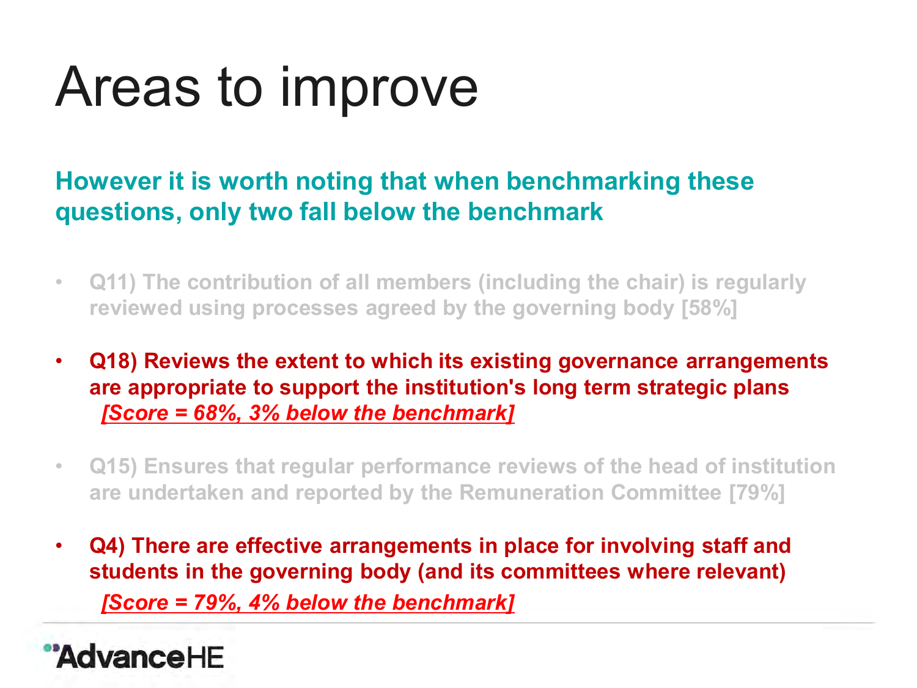# Areas to improve

**However it is worth noting that when benchmarking these questions, only two fall below the benchmark**

- Q11) The contribution of all members (including the chair) is regularly reviewed using processes agreed by the governing body [58%]
- **Q18) Reviews the extent to which its existing governance arrangements are appropriate to support the institution's long term strategic plans** ***[Score = 68%, 3% below the benchmark]***
- Q15) Ensures that regular performance reviews of the head of institution are undertaken and reported by the Remuneration Committee [79%]
- **Q4) There are effective arrangements in place for involving staff and students in the governing body (and its committees where relevant)** ***[Score = 79%, 4% below the benchmark]***

AdvanceHE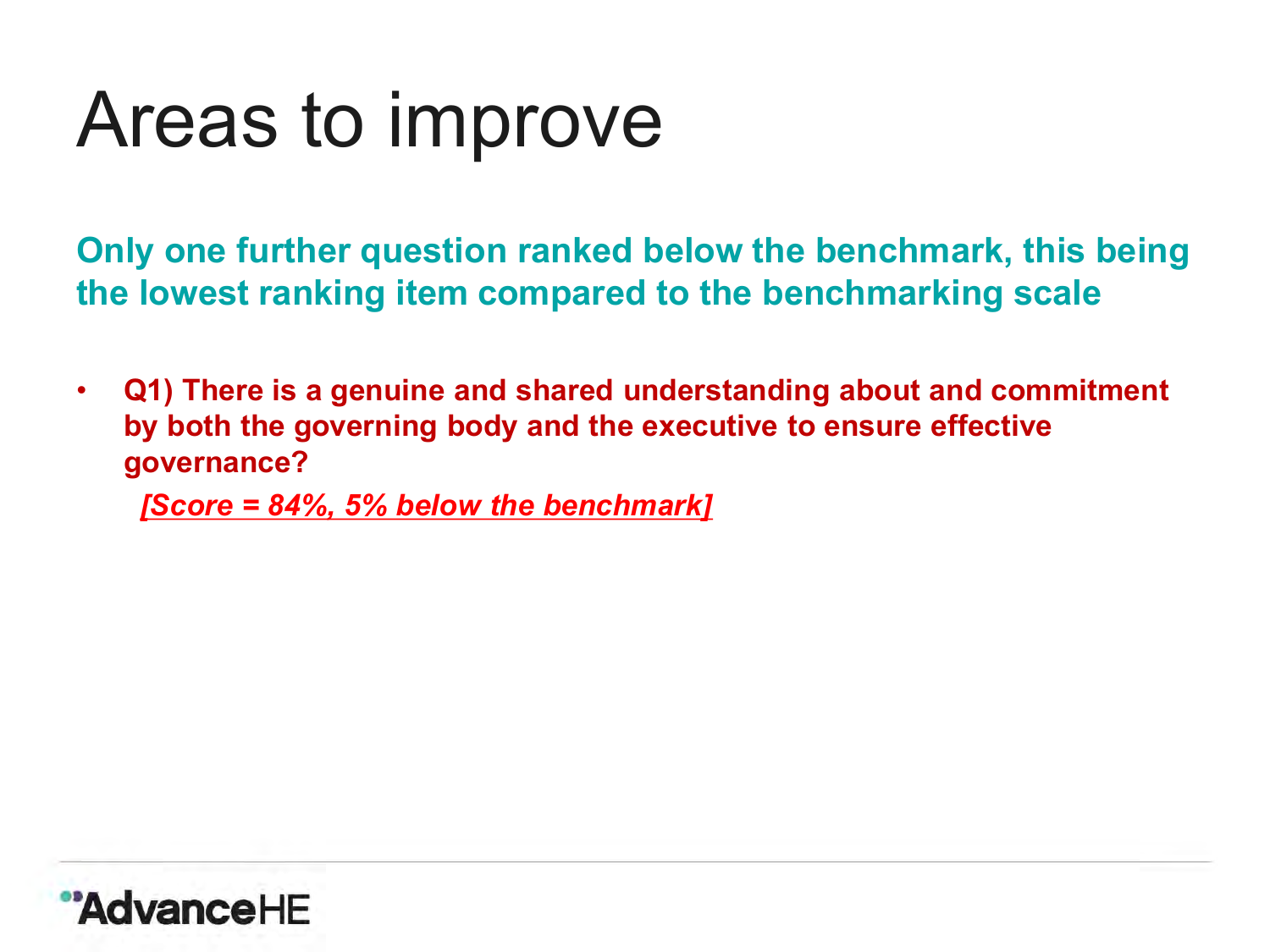# Areas to improve

**Only one further question ranked below the benchmark, this being the lowest ranking item compared to the benchmarking scale**

- **Q1) There is a genuine and shared understanding about and commitment by both the governing body and the executive to ensure effective governance?**

  ***[Score = 84%, 5% below the benchmark]***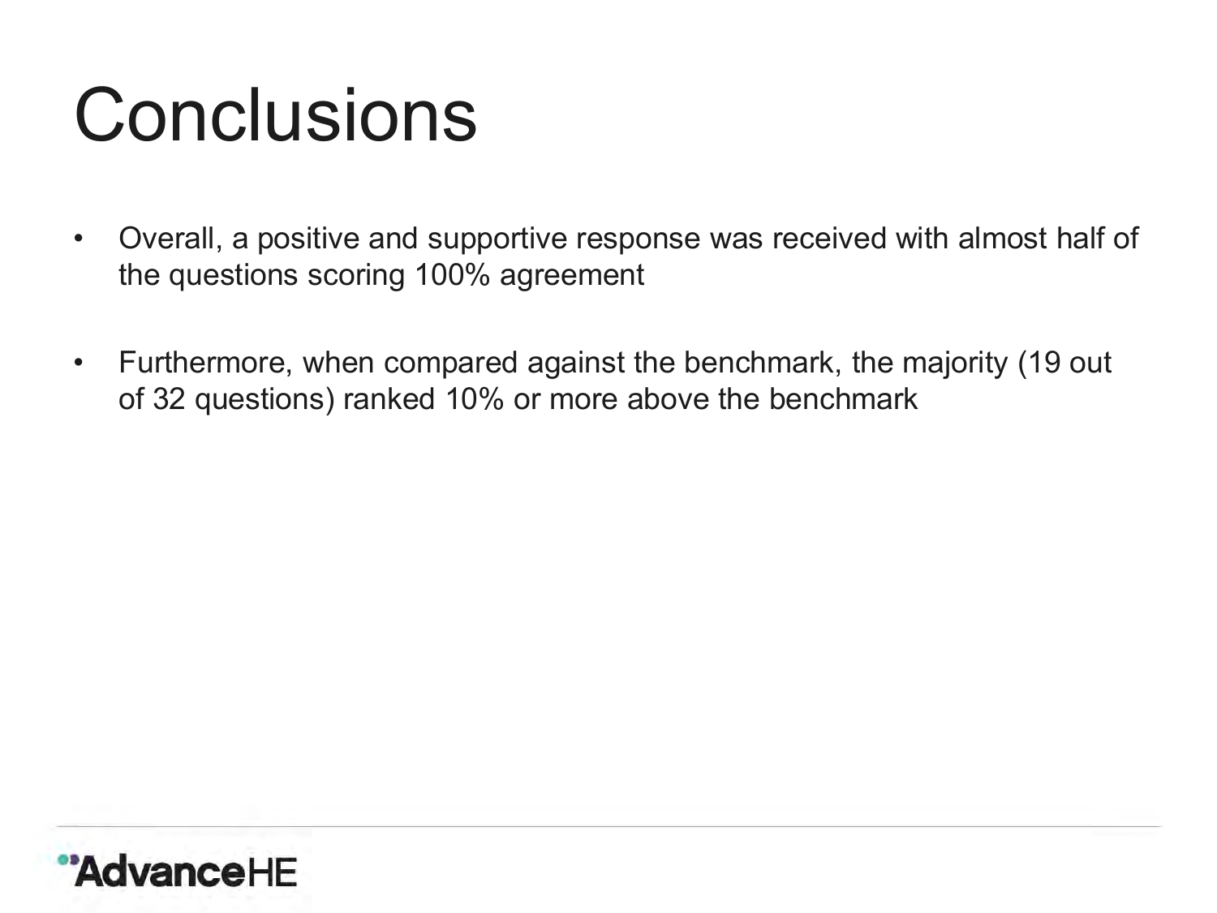# Conclusions

- Overall, a positive and supportive response was received with almost half of the questions scoring 100% agreement
- Furthermore, when compared against the benchmark, the majority (19 out of 32 questions) ranked 10% or more above the benchmark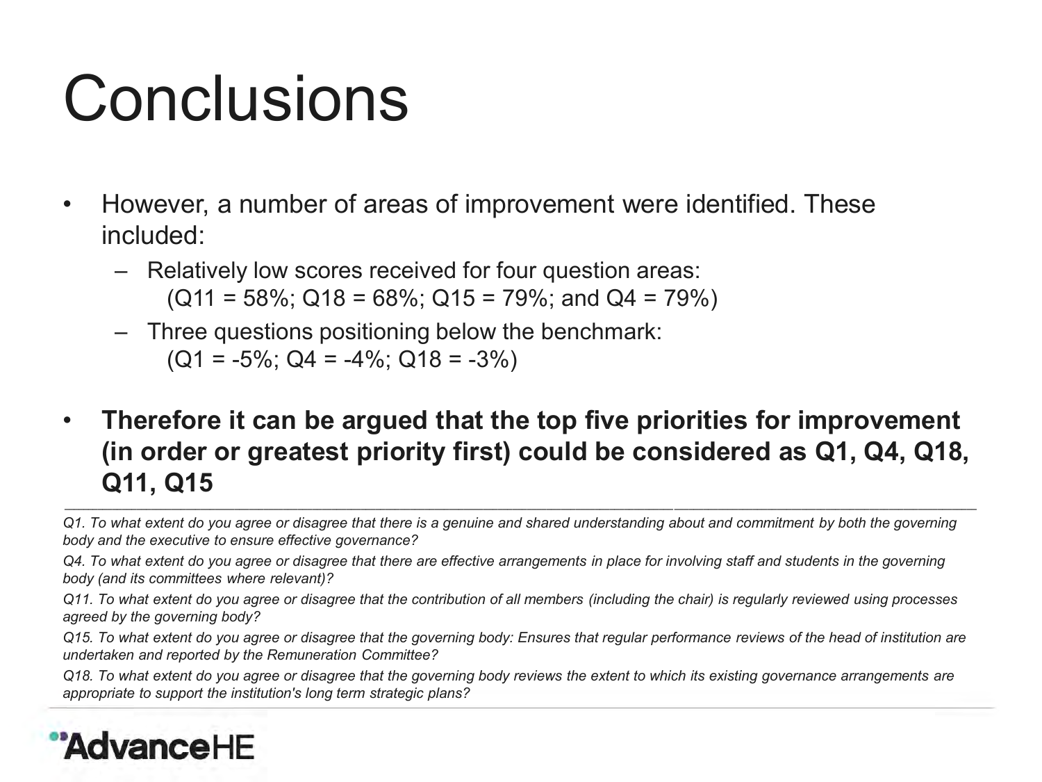# Conclusions

- However, a number of areas of improvement were identified. These included:
  - Relatively low scores received for four question areas:
    (Q11 = 58%; Q18 = 68%; Q15 = 79%; and Q4 = 79%)
  - Three questions positioning below the benchmark:
    (Q1 = -5%; Q4 = -4%; Q18 = -3%)
- **Therefore it can be argued that the top five priorities for improvement (in order or greatest priority first) could be considered as Q1, Q4, Q18, Q11, Q15**

---

*Q1. To what extent do you agree or disagree that there is a genuine and shared understanding about and commitment by both the governing body and the executive to ensure effective governance?*

*Q4. To what extent do you agree or disagree that there are effective arrangements in place for involving staff and students in the governing body (and its committees where relevant)?*

*Q11. To what extent do you agree or disagree that the contribution of all members (including the chair) is regularly reviewed using processes agreed by the governing body?*

*Q15. To what extent do you agree or disagree that the governing body: Ensures that regular performance reviews of the head of institution are undertaken and reported by the Remuneration Committee?*

*Q18. To what extent do you agree or disagree that the governing body reviews the extent to which its existing governance arrangements are appropriate to support the institution's long term strategic plans?*

AdvanceHE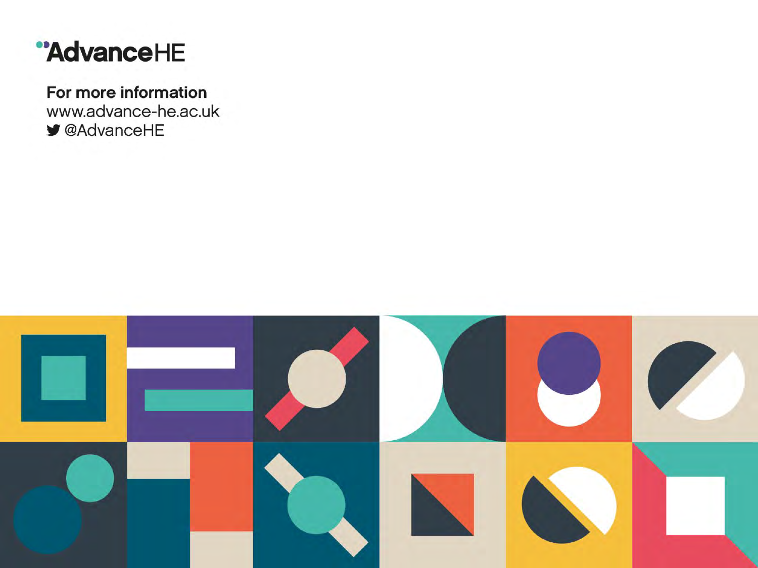AdvanceHE

**For more information**
www.advance-he.ac.uk
@AdvanceHE